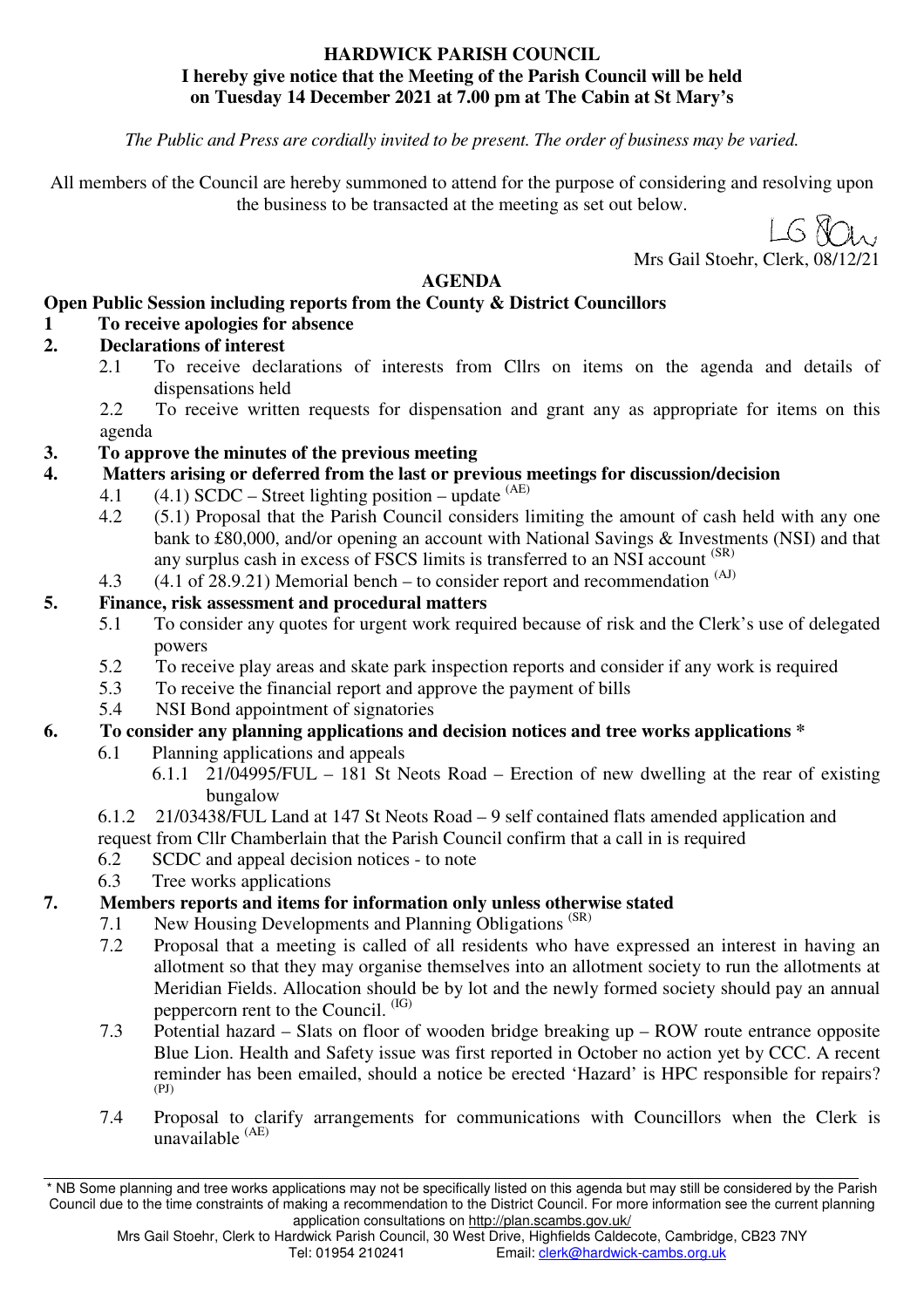**HARDWICK PARISH COUNCIL**
**I hereby give notice that the Meeting of the Parish Council will be held on Tuesday 14 December 2021 at 7.00 pm at The Cabin at St Mary's**

*The Public and Press are cordially invited to be present. The order of business may be varied.*

All members of the Council are hereby summoned to attend for the purpose of considering and resolving upon the business to be transacted at the meeting as set out below.

LG Stoehr

Mrs Gail Stoehr, Clerk, 08/12/21

## AGENDA

**Open Public Session including reports from the County & District Councillors**

**1 To receive apologies for absence**

**2. Declarations of interest**

2.1 To receive declarations of interests from Cllrs on items on the agenda and details of dispensations held

2.2 To receive written requests for dispensation and grant any as appropriate for items on this agenda

**3. To approve the minutes of the previous meeting**

**4. Matters arising or deferred from the last or previous meetings for discussion/decision**

4.1 (4.1) SCDC – Street lighting position – update (AE)

4.2 (5.1) Proposal that the Parish Council considers limiting the amount of cash held with any one bank to £80,000, and/or opening an account with National Savings & Investments (NSI) and that any surplus cash in excess of FSCS limits is transferred to an NSI account (SR)

4.3 (4.1 of 28.9.21) Memorial bench – to consider report and recommendation (AJ)

**5. Finance, risk assessment and procedural matters**

5.1 To consider any quotes for urgent work required because of risk and the Clerk's use of delegated powers

5.2 To receive play areas and skate park inspection reports and consider if any work is required

5.3 To receive the financial report and approve the payment of bills

5.4 NSI Bond appointment of signatories

**6. To consider any planning applications and decision notices and tree works applications \***

6.1 Planning applications and appeals

6.1.1 21/04995/FUL – 181 St Neots Road – Erection of new dwelling at the rear of existing bungalow

6.1.2 21/03438/FUL Land at 147 St Neots Road – 9 self contained flats amended application and request from Cllr Chamberlain that the Parish Council confirm that a call in is required

6.2 SCDC and appeal decision notices - to note

6.3 Tree works applications

**7. Members reports and items for information only unless otherwise stated**

7.1 New Housing Developments and Planning Obligations (SR)

7.2 Proposal that a meeting is called of all residents who have expressed an interest in having an allotment so that they may organise themselves into an allotment society to run the allotments at Meridian Fields. Allocation should be by lot and the newly formed society should pay an annual peppercorn rent to the Council. (IG)

7.3 Potential hazard – Slats on floor of wooden bridge breaking up – ROW route entrance opposite Blue Lion. Health and Safety issue was first reported in October no action yet by CCC. A recent reminder has been emailed, should a notice be erected 'Hazard' is HPC responsible for repairs? (PJ)

7.4 Proposal to clarify arrangements for communications with Councillors when the Clerk is unavailable (AE)

---

\* NB Some planning and tree works applications may not be specifically listed on this agenda but may still be considered by the Parish Council due to the time constraints of making a recommendation to the District Council. For more information see the current planning application consultations on http://plan.scambs.gov.uk/

Mrs Gail Stoehr, Clerk to Hardwick Parish Council, 30 West Drive, Highfields Caldecote, Cambridge, CB23 7NY
Tel: 01954 210241 Email: clerk@hardwick-cambs.org.uk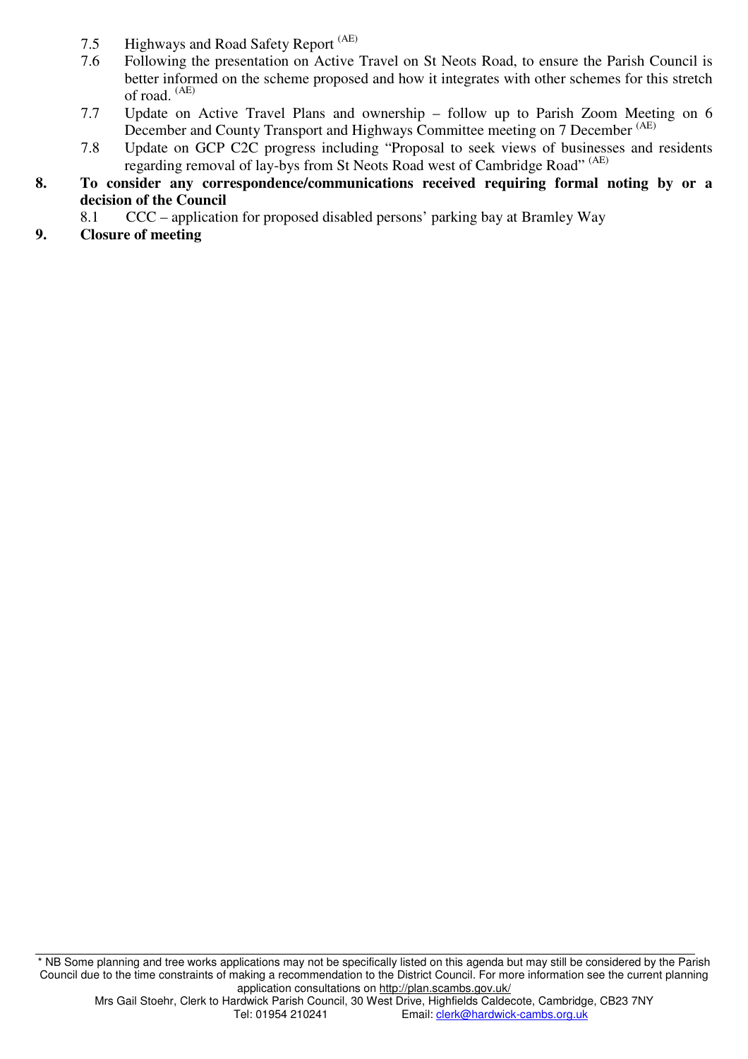7.5 Highways and Road Safety Report [AE]

7.6 Following the presentation on Active Travel on St Neots Road, to ensure the Parish Council is better informed on the scheme proposed and how it integrates with other schemes for this stretch of road. [AE]

7.7 Update on Active Travel Plans and ownership – follow up to Parish Zoom Meeting on 6 December and County Transport and Highways Committee meeting on 7 December [AE]

7.8 Update on GCP C2C progress including "Proposal to seek views of businesses and residents regarding removal of lay-bys from St Neots Road west of Cambridge Road" [AE]

**8. To consider any correspondence/communications received requiring formal noting by or a decision of the Council**

8.1 CCC – application for proposed disabled persons' parking bay at Bramley Way

**9. Closure of meeting**

---

* NB Some planning and tree works applications may not be specifically listed on this agenda but may still be considered by the Parish Council due to the time constraints of making a recommendation to the District Council. For more information see the current planning application consultations on http://plan.scambs.gov.uk/

Mrs Gail Stoehr, Clerk to Hardwick Parish Council, 30 West Drive, Highfields Caldecote, Cambridge, CB23 7NY
Tel: 01954 210241 Email: clerk@hardwick-cambs.org.uk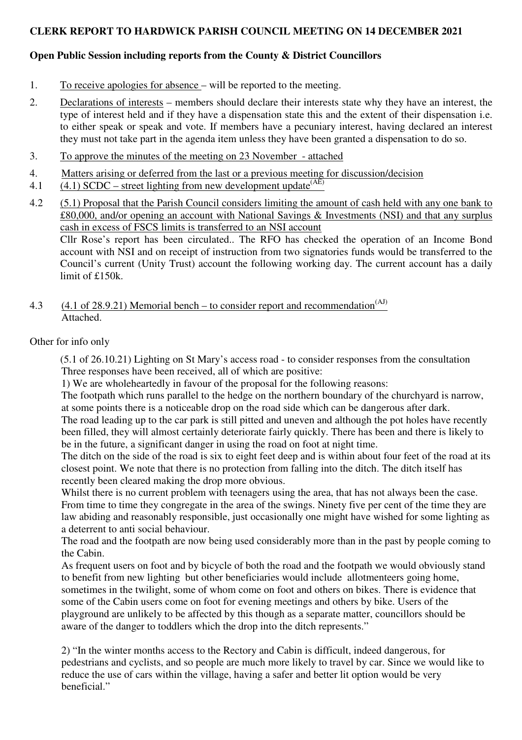**CLERK REPORT TO HARDWICK PARISH COUNCIL MEETING ON 14 DECEMBER 2021**

**Open Public Session including reports from the County & District Councillors**

1. To receive apologies for absence – will be reported to the meeting.

2. Declarations of interests – members should declare their interests state why they have an interest, the type of interest held and if they have a dispensation state this and the extent of their dispensation i.e. to either speak or speak and vote. If members have a pecuniary interest, having declared an interest they must not take part in the agenda item unless they have been granted a dispensation to do so.

3. To approve the minutes of the meeting on 23 November - attached

4. Matters arising or deferred from the last or a previous meeting for discussion/decision

4.1 (4.1) SCDC – street lighting from new development update[(AE)]

4.2 (5.1) Proposal that the Parish Council considers limiting the amount of cash held with any one bank to £80,000, and/or opening an account with National Savings & Investments (NSI) and that any surplus cash in excess of FSCS limits is transferred to an NSI account
Cllr Rose's report has been circulated.. The RFO has checked the operation of an Income Bond account with NSI and on receipt of instruction from two signatories funds would be transferred to the Council's current (Unity Trust) account the following working day. The current account has a daily limit of £150k.

4.3 (4.1 of 28.9.21) Memorial bench – to consider report and recommendation[(AJ)]
Attached.

Other for info only

(5.1 of 26.10.21) Lighting on St Mary's access road - to consider responses from the consultation
Three responses have been received, all of which are positive:

1) We are wholeheartedly in favour of the proposal for the following reasons:
The footpath which runs parallel to the hedge on the northern boundary of the churchyard is narrow, at some points there is a noticeable drop on the road side which can be dangerous after dark.
The road leading up to the car park is still pitted and uneven and although the pot holes have recently been filled, they will almost certainly deteriorate fairly quickly. There has been and there is likely to be in the future, a significant danger in using the road on foot at night time.
The ditch on the side of the road is six to eight feet deep and is within about four feet of the road at its closest point. We note that there is no protection from falling into the ditch. The ditch itself has recently been cleared making the drop more obvious.
Whilst there is no current problem with teenagers using the area, that has not always been the case. From time to time they congregate in the area of the swings. Ninety five per cent of the time they are law abiding and reasonably responsible, just occasionally one might have wished for some lighting as a deterrent to anti social behaviour.
The road and the footpath are now being used considerably more than in the past by people coming to the Cabin.
As frequent users on foot and by bicycle of both the road and the footpath we would obviously stand to benefit from new lighting but other beneficiaries would include allotmenteers going home, sometimes in the twilight, some of whom come on foot and others on bikes. There is evidence that some of the Cabin users come on foot for evening meetings and others by bike. Users of the playground are unlikely to be affected by this though as a separate matter, councillors should be aware of the danger to toddlers which the drop into the ditch represents."

2) "In the winter months access to the Rectory and Cabin is difficult, indeed dangerous, for pedestrians and cyclists, and so people are much more likely to travel by car. Since we would like to reduce the use of cars within the village, having a safer and better lit option would be very beneficial."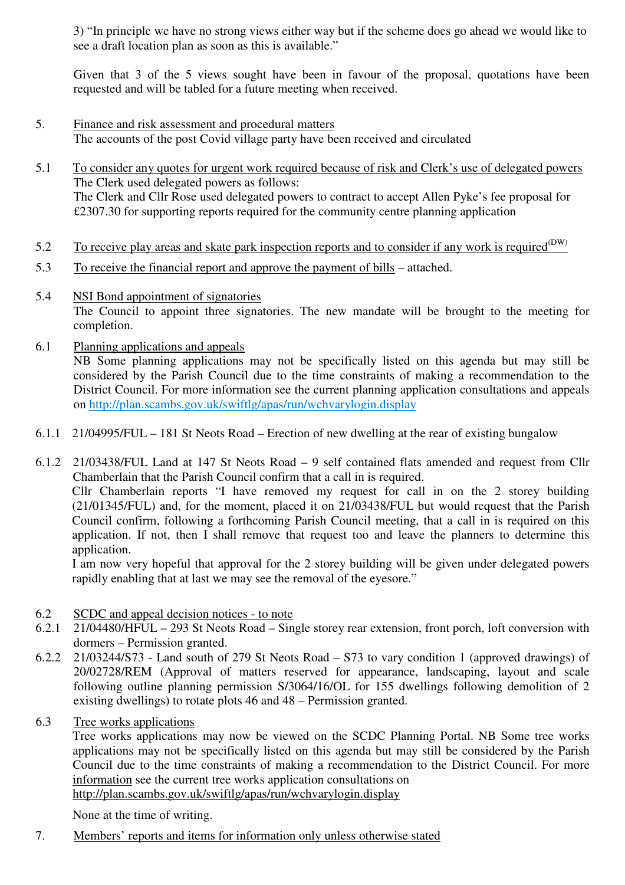3) "In principle we have no strong views either way but if the scheme does go ahead we would like to see a draft location plan as soon as this is available."

Given that 3 of the 5 views sought have been in favour of the proposal, quotations have been requested and will be tabled for a future meeting when received.

5. Finance and risk assessment and procedural matters

The accounts of the post Covid village party have been received and circulated

5.1 To consider any quotes for urgent work required because of risk and Clerk's use of delegated powers

The Clerk used delegated powers as follows:
The Clerk and Cllr Rose used delegated powers to contract to accept Allen Pyke's fee proposal for £2307.30 for supporting reports required for the community centre planning application

5.2 To receive play areas and skate park inspection reports and to consider if any work is required(DW)

5.3 To receive the financial report and approve the payment of bills – attached.

5.4 NSI Bond appointment of signatories

The Council to appoint three signatories. The new mandate will be brought to the meeting for completion.

6.1 Planning applications and appeals

NB Some planning applications may not be specifically listed on this agenda but may still be considered by the Parish Council due to the time constraints of making a recommendation to the District Council. For more information see the current planning application consultations and appeals on http://plan.scambs.gov.uk/swiftlg/apas/run/wchvarylogin.display

6.1.1 21/04995/FUL – 181 St Neots Road – Erection of new dwelling at the rear of existing bungalow

6.1.2 21/03438/FUL Land at 147 St Neots Road – 9 self contained flats amended and request from Cllr Chamberlain that the Parish Council confirm that a call in is required.

Cllr Chamberlain reports "I have removed my request for call in on the 2 storey building (21/01345/FUL) and, for the moment, placed it on 21/03438/FUL but would request that the Parish Council confirm, following a forthcoming Parish Council meeting, that a call in is required on this application. If not, then I shall remove that request too and leave the planners to determine this application.

I am now very hopeful that approval for the 2 storey building will be given under delegated powers rapidly enabling that at last we may see the removal of the eyesore."

6.2 SCDC and appeal decision notices - to note

6.2.1 21/04480/HFUL – 293 St Neots Road – Single storey rear extension, front porch, loft conversion with dormers – Permission granted.

6.2.2 21/03244/S73 - Land south of 279 St Neots Road – S73 to vary condition 1 (approved drawings) of 20/02728/REM (Approval of matters reserved for appearance, landscaping, layout and scale following outline planning permission S/3064/16/OL for 155 dwellings following demolition of 2 existing dwellings) to rotate plots 46 and 48 – Permission granted.

6.3 Tree works applications

Tree works applications may now be viewed on the SCDC Planning Portal. NB Some tree works applications may not be specifically listed on this agenda but may still be considered by the Parish Council due to the time constraints of making a recommendation to the District Council. For more information see the current tree works application consultations on http://plan.scambs.gov.uk/swiftlg/apas/run/wchvarylogin.display

None at the time of writing.

7. Members' reports and items for information only unless otherwise stated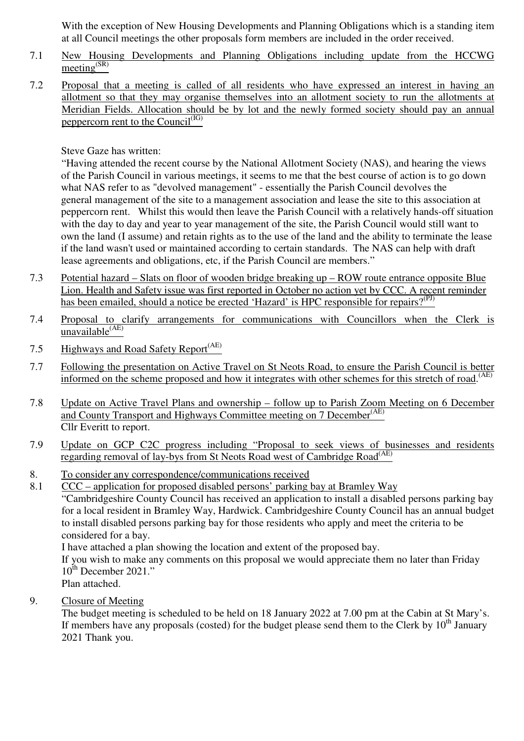With the exception of New Housing Developments and Planning Obligations which is a standing item at all Council meetings the other proposals form members are included in the order received.

7.1 New Housing Developments and Planning Obligations including update from the HCCWG meeting(SR)

7.2 Proposal that a meeting is called of all residents who have expressed an interest in having an allotment so that they may organise themselves into an allotment society to run the allotments at Meridian Fields. Allocation should be by lot and the newly formed society should pay an annual peppercorn rent to the Council(IG)

Steve Gaze has written:
"Having attended the recent course by the National Allotment Society (NAS), and hearing the views of the Parish Council in various meetings, it seems to me that the best course of action is to go down what NAS refer to as "devolved management" - essentially the Parish Council devolves the general management of the site to a management association and lease the site to this association at peppercorn rent. Whilst this would then leave the Parish Council with a relatively hands-off situation with the day to day and year to year management of the site, the Parish Council would still want to own the land (I assume) and retain rights as to the use of the land and the ability to terminate the lease if the land wasn't used or maintained according to certain standards. The NAS can help with draft lease agreements and obligations, etc, if the Parish Council are members."

7.3 Potential hazard – Slats on floor of wooden bridge breaking up – ROW route entrance opposite Blue Lion. Health and Safety issue was first reported in October no action yet by CCC. A recent reminder has been emailed, should a notice be erected 'Hazard' is HPC responsible for repairs?(PJ)

7.4 Proposal to clarify arrangements for communications with Councillors when the Clerk is unavailable(AE)

7.5 Highways and Road Safety Report(AE)

7.7 Following the presentation on Active Travel on St Neots Road, to ensure the Parish Council is better informed on the scheme proposed and how it integrates with other schemes for this stretch of road.(AE)

7.8 Update on Active Travel Plans and ownership – follow up to Parish Zoom Meeting on 6 December and County Transport and Highways Committee meeting on 7 December(AE)
Cllr Everitt to report.

7.9 Update on GCP C2C progress including "Proposal to seek views of businesses and residents regarding removal of lay-bys from St Neots Road west of Cambridge Road(AE)

8. To consider any correspondence/communications received

8.1 CCC – application for proposed disabled persons' parking bay at Bramley Way
"Cambridgeshire County Council has received an application to install a disabled persons parking bay for a local resident in Bramley Way, Hardwick. Cambridgeshire County Council has an annual budget to install disabled persons parking bay for those residents who apply and meet the criteria to be considered for a bay.
I have attached a plan showing the location and extent of the proposed bay.
If you wish to make any comments on this proposal we would appreciate them no later than Friday 10th December 2021."
Plan attached.

9. Closure of Meeting
The budget meeting is scheduled to be held on 18 January 2022 at 7.00 pm at the Cabin at St Mary's. If members have any proposals (costed) for the budget please send them to the Clerk by 10th January 2021 Thank you.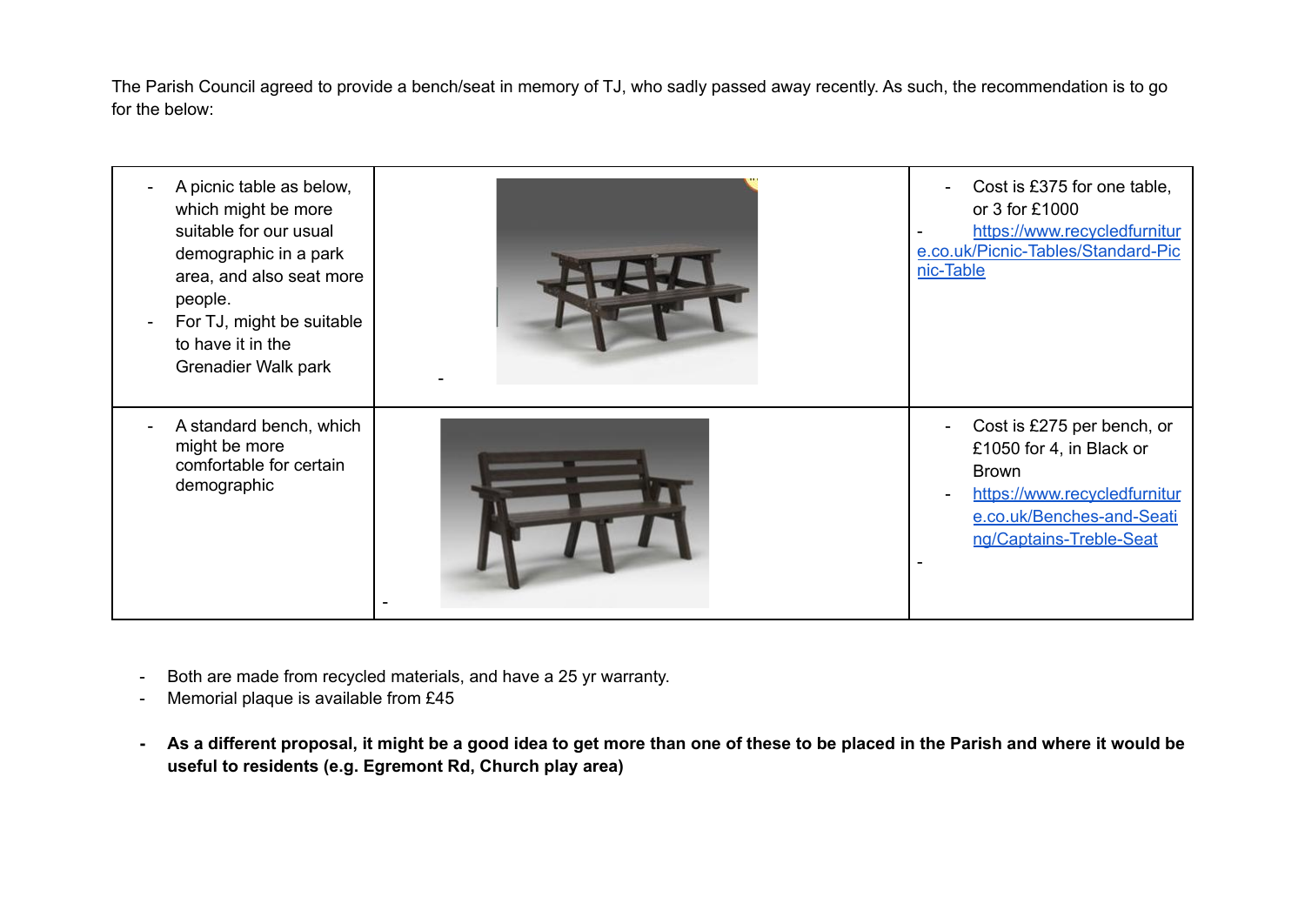The Parish Council agreed to provide a bench/seat in memory of TJ, who sadly passed away recently. As such, the recommendation is to go for the below:

| | | |
|---|---|---|
| - A picnic table as below, which might be more suitable for our usual demographic in a park area, and also seat more people.<br>- For TJ, might be suitable to have it in the Grenadier Walk park | - | - Cost is £375 for one table, or 3 for £1000<br>- https://www.recycledfurniture.co.uk/Picnic-Tables/Standard-Picnic-Table |
| - A standard bench, which might be more comfortable for certain demographic | - | - Cost is £275 per bench, or £1050 for 4, in Black or Brown<br>- https://www.recycledfurniture.co.uk/Benches-and-Seating/Captains-Treble-Seat<br>- |

- Both are made from recycled materials, and have a 25 yr warranty.
- Memorial plaque is available from £45

- **As a different proposal, it might be a good idea to get more than one of these to be placed in the Parish and where it would be useful to residents (e.g. Egremont Rd, Church play area)**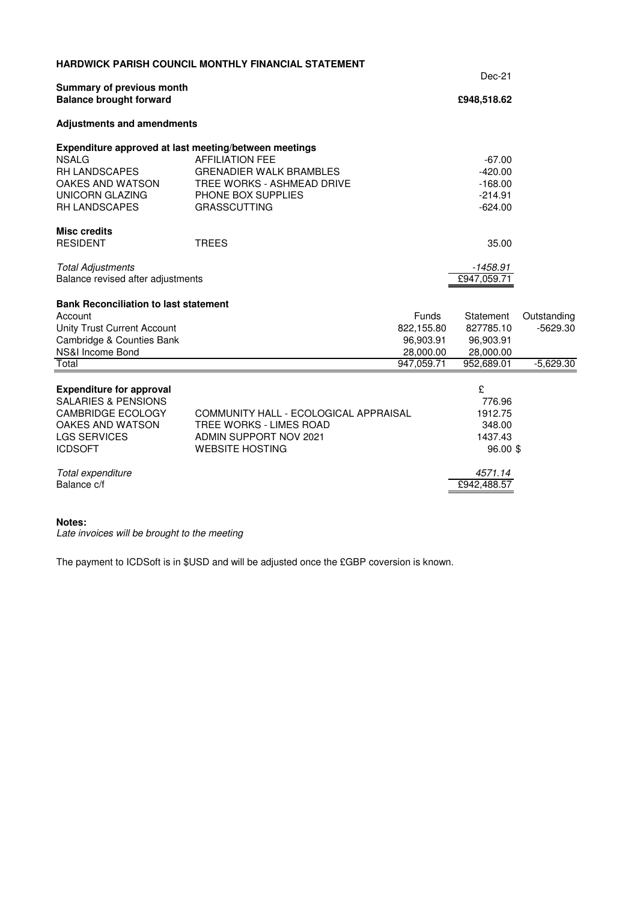# HARDWICK PARISH COUNCIL MONTHLY FINANCIAL STATEMENT

Dec-21

**Summary of previous month**
**Balance brought forward** **£948,518.62**

**Adjustments and amendments**

**Expenditure approved at last meeting/between meetings**

| | | |
|---|---|---|
| NSALG | AFFILIATION FEE | -67.00 |
| RH LANDSCAPES | GRENADIER WALK BRAMBLES | -420.00 |
| OAKES AND WATSON | TREE WORKS - ASHMEAD DRIVE | -168.00 |
| UNICORN GLAZING | PHONE BOX SUPPLIES | -214.91 |
| RH LANDSCAPES | GRASSCUTTING | -624.00 |

**Misc credits**

| | | |
|---|---|---|
| RESIDENT | TREES | 35.00 |

| | |
|---|---|
| *Total Adjustments* | *-1458.91* |
| Balance revised after adjustments | £947,059.71 |

**Bank Reconciliation to last statement**

| Account | Funds | Statement | Outstanding |
|---|---|---|---|
| Unity Trust Current Account | 822,155.80 | 827785.10 | -5629.30 |
| Cambridge & Counties Bank | 96,903.91 | 96,903.91 | |
| NS&I Income Bond | 28,000.00 | 28,000.00 | |
| Total | 947,059.71 | 952,689.01 | -5,629.30 |

**Expenditure for approval**

| | | £ |
|---|---|---|
| SALARIES & PENSIONS | | 776.96 |
| CAMBRIDGE ECOLOGY | COMMUNITY HALL - ECOLOGICAL APPRAISAL | 1912.75 |
| OAKES AND WATSON | TREE WORKS - LIMES ROAD | 348.00 |
| LGS SERVICES | ADMIN SUPPORT NOV 2021 | 1437.43 |
| ICDSOFT | WEBSITE HOSTING | 96.00 $ |

| | |
|---|---|
| *Total expenditure* | *4571.14* |
| Balance c/f | £942,488.57 |

**Notes:**

*Late invoices will be brought to the meeting*

The payment to ICDSoft is in $USD and will be adjusted once the £GBP coversion is known.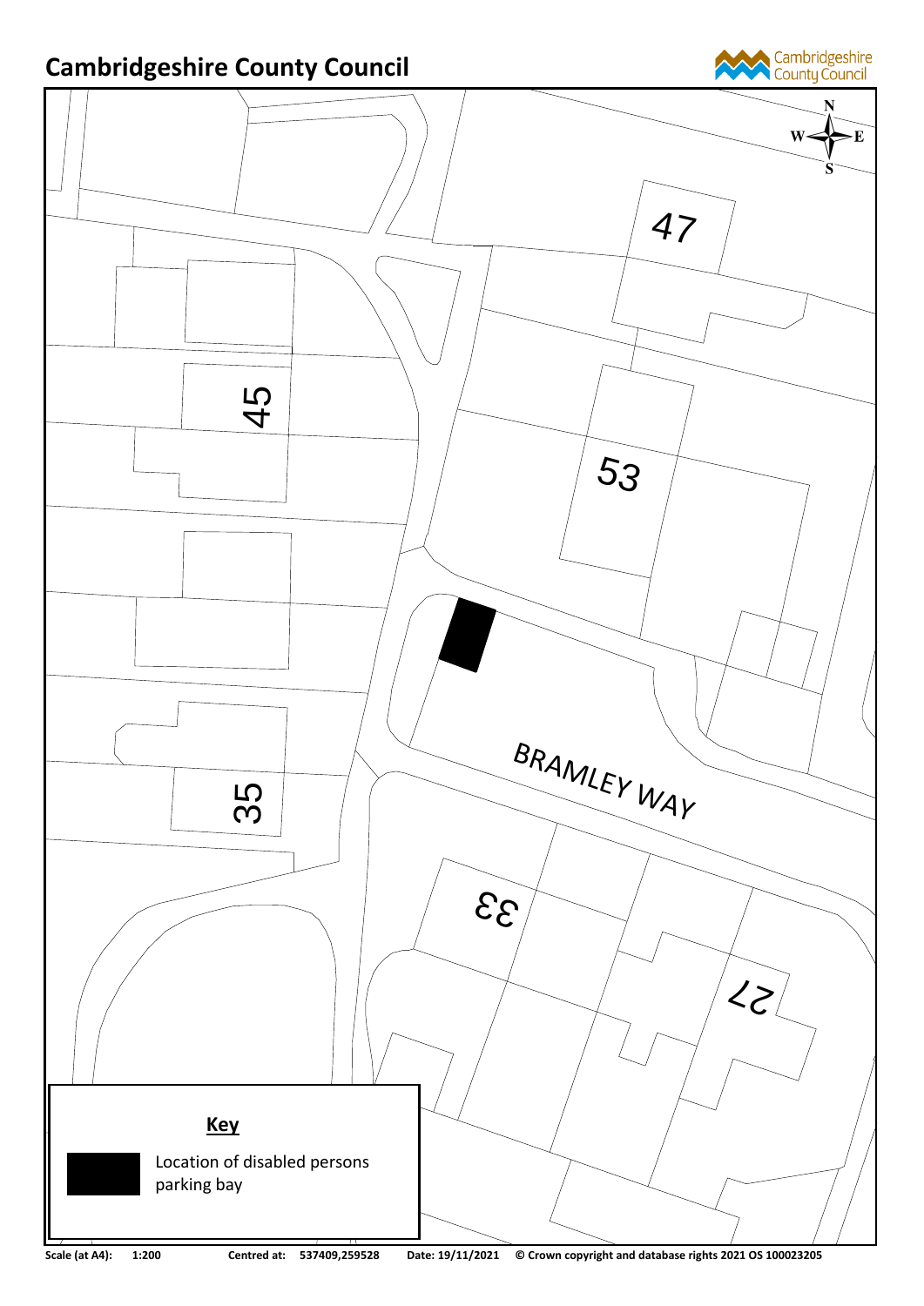# Cambridgeshire County Council

N
W
E
S

47

45

53

BRAMLEY WAY

35

33

27

**Key**

Location of disabled persons parking bay

**Scale (at A4): 1:200** **Centred at: 537409,259528** **Date: 19/11/2021** **© Crown copyright and database rights 2021 OS 100023205**